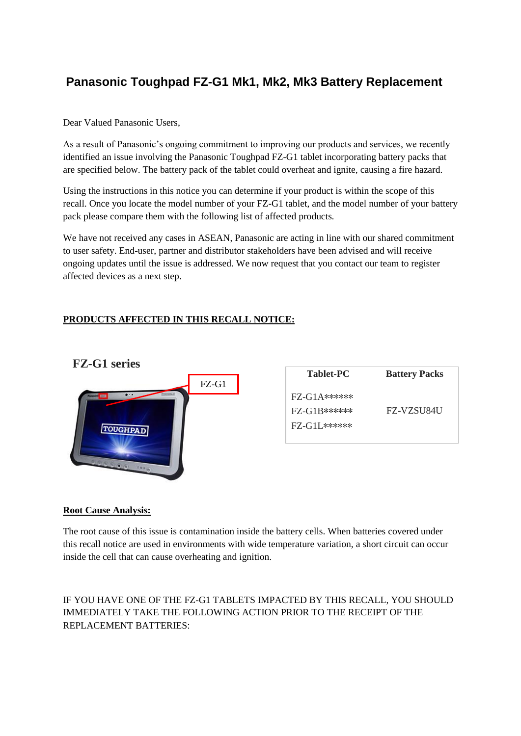# Panasonic Toughpad FZ-G1 Mk1, Mk2, Mk3 Battery Replacement

Dear Valued Panasonic Users,

As a result of Panasonic's ongoing commitment to improving our products and services, we recently identified an issue involving the Panasonic Toughpad FZ-G1 tablet incorporating battery packs that are specified below. The battery pack of the tablet could overheat and ignite, causing a fire hazard.

Using the instructions in this notice you can determine if your product is within the scope of this recall. Once you locate the model number of your FZ-G1 tablet, and the model number of your battery pack please compare them with the following list of affected products.

We have not received any cases in ASEAN, Panasonic are acting in line with our shared commitment to user safety. End-user, partner and distributor stakeholders have been advised and will receive ongoing updates until the issue is addressed. We now request that you contact our team to register affected devices as a next step.

**PRODUCTS AFFECTED IN THIS RECALL NOTICE:**

## FZ-G1 series

FZ-G1

| Tablet-PC | Battery Packs |
|---|---|
| FZ-G1A****** <br> FZ-G1B****** <br> FZ-G1L****** | FZ-VZSU84U |

**Root Cause Analysis:**

The root cause of this issue is contamination inside the battery cells. When batteries covered under this recall notice are used in environments with wide temperature variation, a short circuit can occur inside the cell that can cause overheating and ignition.

IF YOU HAVE ONE OF THE FZ-G1 TABLETS IMPACTED BY THIS RECALL, YOU SHOULD IMMEDIATELY TAKE THE FOLLOWING ACTION PRIOR TO THE RECEIPT OF THE REPLACEMENT BATTERIES: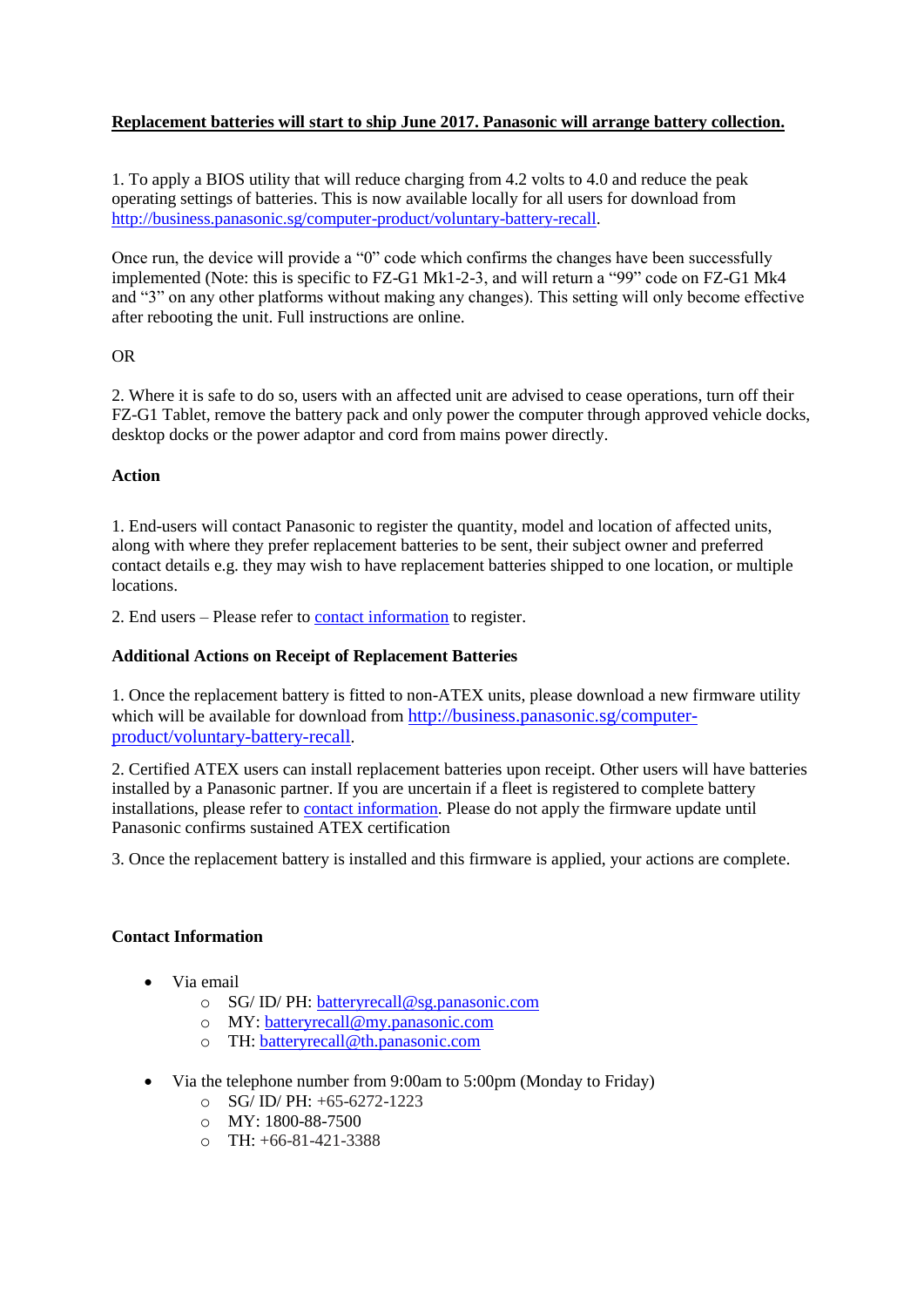**Replacement batteries will start to ship June 2017. Panasonic will arrange battery collection.**

1. To apply a BIOS utility that will reduce charging from 4.2 volts to 4.0 and reduce the peak operating settings of batteries. This is now available locally for all users for download from http://business.panasonic.sg/computer-product/voluntary-battery-recall.

Once run, the device will provide a "0" code which confirms the changes have been successfully implemented (Note: this is specific to FZ-G1 Mk1-2-3, and will return a "99" code on FZ-G1 Mk4 and "3" on any other platforms without making any changes). This setting will only become effective after rebooting the unit. Full instructions are online.

OR

2. Where it is safe to do so, users with an affected unit are advised to cease operations, turn off their FZ-G1 Tablet, remove the battery pack and only power the computer through approved vehicle docks, desktop docks or the power adaptor and cord from mains power directly.

**Action**

1. End-users will contact Panasonic to register the quantity, model and location of affected units, along with where they prefer replacement batteries to be sent, their subject owner and preferred contact details e.g. they may wish to have replacement batteries shipped to one location, or multiple locations.

2. End users – Please refer to contact information to register.

**Additional Actions on Receipt of Replacement Batteries**

1. Once the replacement battery is fitted to non-ATEX units, please download a new firmware utility which will be available for download from http://business.panasonic.sg/computer-product/voluntary-battery-recall.

2. Certified ATEX users can install replacement batteries upon receipt. Other users will have batteries installed by a Panasonic partner. If you are uncertain if a fleet is registered to complete battery installations, please refer to contact information. Please do not apply the firmware update until Panasonic confirms sustained ATEX certification

3. Once the replacement battery is installed and this firmware is applied, your actions are complete.

**Contact Information**

- Via email
  - SG/ ID/ PH: batteryrecall@sg.panasonic.com
  - MY: batteryrecall@my.panasonic.com
  - TH: batteryrecall@th.panasonic.com

- Via the telephone number from 9:00am to 5:00pm (Monday to Friday)
  - SG/ ID/ PH: +65-6272-1223
  - MY: 1800-88-7500
  - TH: +66-81-421-3388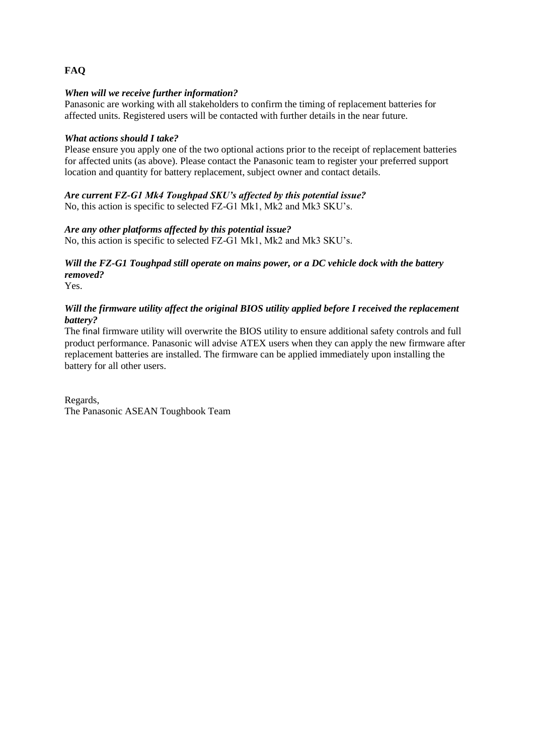**FAQ**

***When will we receive further information?***

Panasonic are working with all stakeholders to confirm the timing of replacement batteries for affected units. Registered users will be contacted with further details in the near future.

***What actions should I take?***

Please ensure you apply one of the two optional actions prior to the receipt of replacement batteries for affected units (as above). Please contact the Panasonic team to register your preferred support location and quantity for battery replacement, subject owner and contact details.

***Are current FZ-G1 Mk4 Toughpad SKU's affected by this potential issue?***

No, this action is specific to selected FZ-G1 Mk1, Mk2 and Mk3 SKU's.

***Are any other platforms affected by this potential issue?***

No, this action is specific to selected FZ-G1 Mk1, Mk2 and Mk3 SKU's.

***Will the FZ-G1 Toughpad still operate on mains power, or a DC vehicle dock with the battery removed?***

Yes.

***Will the firmware utility affect the original BIOS utility applied before I received the replacement battery?***

The final firmware utility will overwrite the BIOS utility to ensure additional safety controls and full product performance. Panasonic will advise ATEX users when they can apply the new firmware after replacement batteries are installed. The firmware can be applied immediately upon installing the battery for all other users.

Regards,
The Panasonic ASEAN Toughbook Team